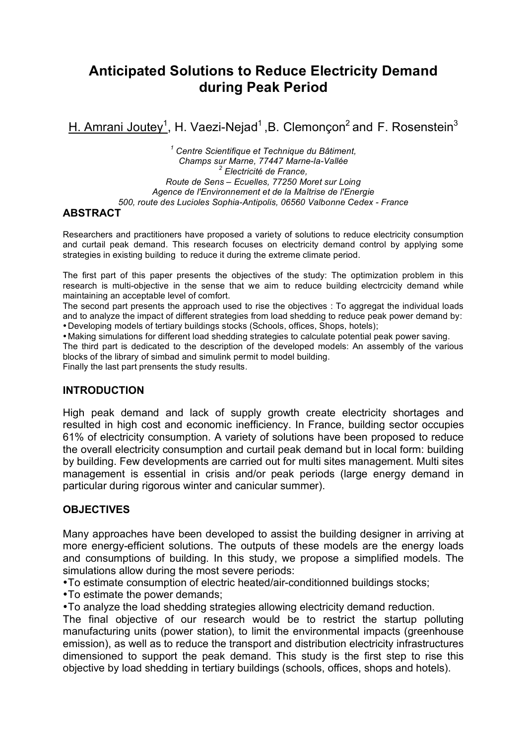# Anticipated Solutions to Reduce Electricity Demand during Peak Period

H. Amrani Joutey[1], H. Vaezi-Nejad[1] ,B. Clemonçon[2] and F. Rosenstein[3]

*[1] Centre Scientifique et Technique du Bâtiment,*
*Champs sur Marne, 77447 Marne-la-Vallée*
*[2] Electricité de France,*
*Route de Sens – Ecuelles, 77250 Moret sur Loing*
*Agence de l'Environnement et de la Maîtrise de l'Energie*
*500, route des Lucioles Sophia-Antipolis, 06560 Valbonne Cedex - France*

## ABSTRACT

Researchers and practitioners have proposed a variety of solutions to reduce electricity consumption and curtail peak demand. This research focuses on electricity demand control by applying some strategies in existing building to reduce it during the extreme climate period.

The first part of this paper presents the objectives of the study: The optimization problem in this research is multi-objective in the sense that we aim to reduce building electrcicity demand while maintaining an acceptable level of comfort.

The second part presents the approach used to rise the objectives : To aggregat the individual loads and to analyze the impact of different strategies from load shedding to reduce peak power demand by:

- Developing models of tertiary buildings stocks (Schools, offices, Shops, hotels);
- Making simulations for different load shedding strategies to calculate potential peak power saving.

The third part is dedicated to the description of the developed models: An assembly of the various blocks of the library of simbad and simulink permit to model building.

Finally the last part prensents the study results.

## INTRODUCTION

High peak demand and lack of supply growth create electricity shortages and resulted in high cost and economic inefficiency. In France, building sector occupies 61% of electricity consumption. A variety of solutions have been proposed to reduce the overall electricity consumption and curtail peak demand but in local form: building by building. Few developments are carried out for multi sites management. Multi sites management is essential in crisis and/or peak periods (large energy demand in particular during rigorous winter and canicular summer).

## OBJECTIVES

Many approaches have been developed to assist the building designer in arriving at more energy-efficient solutions. The outputs of these models are the energy loads and consumptions of building. In this study, we propose a simplified models. The simulations allow during the most severe periods:

- To estimate consumption of electric heated/air-conditionned buildings stocks;
- To estimate the power demands;
- To analyze the load shedding strategies allowing electricity demand reduction.

The final objective of our research would be to restrict the startup polluting manufacturing units (power station), to limit the environmental impacts (greenhouse emission), as well as to reduce the transport and distribution electricity infrastructures dimensioned to support the peak demand. This study is the first step to rise this objective by load shedding in tertiary buildings (schools, offices, shops and hotels).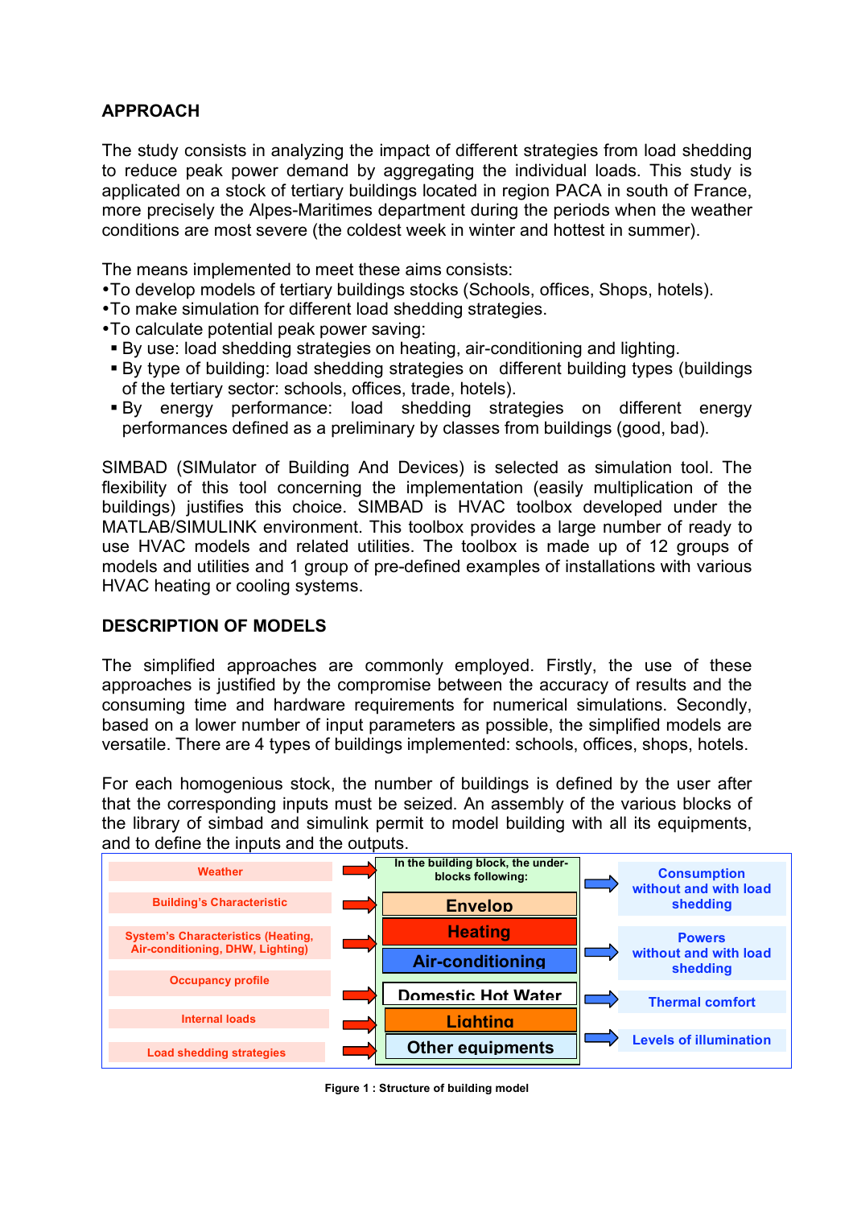## APPROACH

The study consists in analyzing the impact of different strategies from load shedding to reduce peak power demand by aggregating the individual loads. This study is applicated on a stock of tertiary buildings located in region PACA in south of France, more precisely the Alpes-Maritimes department during the periods when the weather conditions are most severe (the coldest week in winter and hottest in summer).

The means implemented to meet these aims consists:

- To develop models of tertiary buildings stocks (Schools, offices, Shops, hotels).
- To make simulation for different load shedding strategies.
- To calculate potential peak power saving:
  - By use: load shedding strategies on heating, air-conditioning and lighting.
  - By type of building: load shedding strategies on different building types (buildings of the tertiary sector: schools, offices, trade, hotels).
  - By energy performance: load shedding strategies on different energy performances defined as a preliminary by classes from buildings (good, bad).

SIMBAD (SIMulator of Building And Devices) is selected as simulation tool. The flexibility of this tool concerning the implementation (easily multiplication of the buildings) justifies this choice. SIMBAD is HVAC toolbox developed under the MATLAB/SIMULINK environment. This toolbox provides a large number of ready to use HVAC models and related utilities. The toolbox is made up of 12 groups of models and utilities and 1 group of pre-defined examples of installations with various HVAC heating or cooling systems.

## DESCRIPTION OF MODELS

The simplified approaches are commonly employed. Firstly, the use of these approaches is justified by the compromise between the accuracy of results and the consuming time and hardware requirements for numerical simulations. Secondly, based on a lower number of input parameters as possible, the simplified models are versatile. There are 4 types of buildings implemented: schools, offices, shops, hotels.

For each homogenious stock, the number of buildings is defined by the user after that the corresponding inputs must be seized. An assembly of the various blocks of the library of simbad and simulink permit to model building with all its equipments, and to define the inputs and the outputs.

| Inputs | In the building block, the under-blocks following: | Outputs |
|---|---|---|
| Weather | Envelop | Consumption without and with load shedding |
| Building's Characteristic | Heating | Powers without and with load shedding |
| System's Characteristics (Heating, Air-conditioning, DHW, Lighting) | Air-conditioning | Thermal comfort |
| Occupancy profile | Domestic Hot Water | Levels of illumination |
| Internal loads | Lighting | |
| Load shedding strategies | Other equipments | |

**Figure 1 : Structure of building model**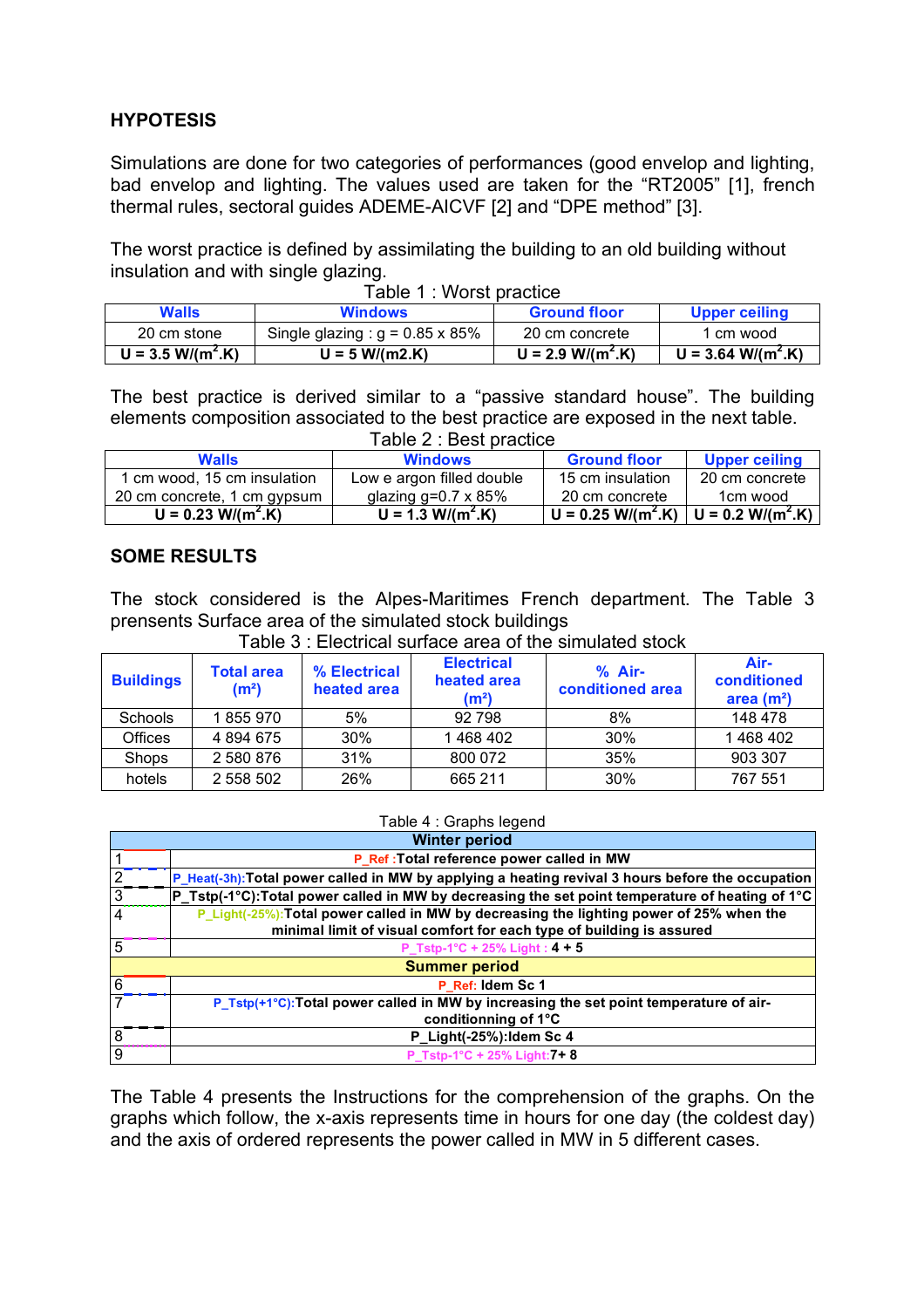## HYPOTESIS

Simulations are done for two categories of performances (good envelop and lighting, bad envelop and lighting. The values used are taken for the "RT2005" [1], french thermal rules, sectoral guides ADEME-AICVF [2] and "DPE method" [3].

The worst practice is defined by assimilating the building to an old building without insulation and with single glazing.

Table 1 : Worst practice

| Walls | Windows | Ground floor | Upper ceiling |
|---|---|---|---|
| 20 cm stone | Single glazing : g = 0.85 x 85% | 20 cm concrete | 1 cm wood |
| **U = 3.5 W/(m²·K)** | **U = 5 W/(m2.K)** | **U = 2.9 W/(m²·K)** | **U = 3.64 W/(m²·K)** |

The best practice is derived similar to a "passive standard house". The building elements composition associated to the best practice are exposed in the next table.

Table 2 : Best practice

| Walls | Windows | Ground floor | Upper ceiling |
|---|---|---|---|
| 1 cm wood, 15 cm insulation 20 cm concrete, 1 cm gypsum | Low e argon filled double glazing g=0.7 x 85% | 15 cm insulation 20 cm concrete | 20 cm concrete 1cm wood |
| **U = 0.23 W/(m²·K)** | **U = 1.3 W/(m²·K)** | **U = 0.25 W/(m²·K)** | **U = 0.2 W/(m²·K)** |

## SOME RESULTS

The stock considered is the Alpes-Maritimes French department. The Table 3 prensents Surface area of the simulated stock buildings

Table 3 : Electrical surface area of the simulated stock

| Buildings | Total area (m²) | % Electrical heated area | Electrical heated area (m²) | % Air-conditioned area | Air-conditioned area (m²) |
|---|---|---|---|---|---|
| Schools | 1 855 970 | 5% | 92 798 | 8% | 148 478 |
| Offices | 4 894 675 | 30% | 1 468 402 | 30% | 1 468 402 |
| Shops | 2 580 876 | 31% | 800 072 | 35% | 903 307 |
| hotels | 2 558 502 | 26% | 665 211 | 30% | 767 551 |

Table 4 : Graphs legend

| | **Winter period** |
|---|---|
| 1 | P_Ref :**Total reference power called in MW** |
| 2 | P_Heat(-3h):**Total power called in MW by applying a heating revival 3 hours before the occupation** |
| 3 | **P_Tstp(-1°C):Total power called in MW by decreasing the set point temperature of heating of 1°C** |
| 4 | P_Light(-25%):**Total power called in MW by decreasing the lighting power of 25% when the minimal limit of visual comfort for each type of building is assured** |
| 5 | P_Tstp-1°C + 25% Light : **4 + 5** |
| | **Summer period** |
| 6 | P_Ref: **Idem Sc 1** |
| 7 | P_Tstp(+1°C):**Total power called in MW by increasing the set point temperature of air-conditionning of 1°C** |
| 8 | **P_Light(-25%):Idem Sc 4** |
| 9 | P_Tstp-1°C + 25% Light:**7+ 8** |

The Table 4 presents the Instructions for the comprehension of the graphs. On the graphs which follow, the x-axis represents time in hours for one day (the coldest day) and the axis of ordered represents the power called in MW in 5 different cases.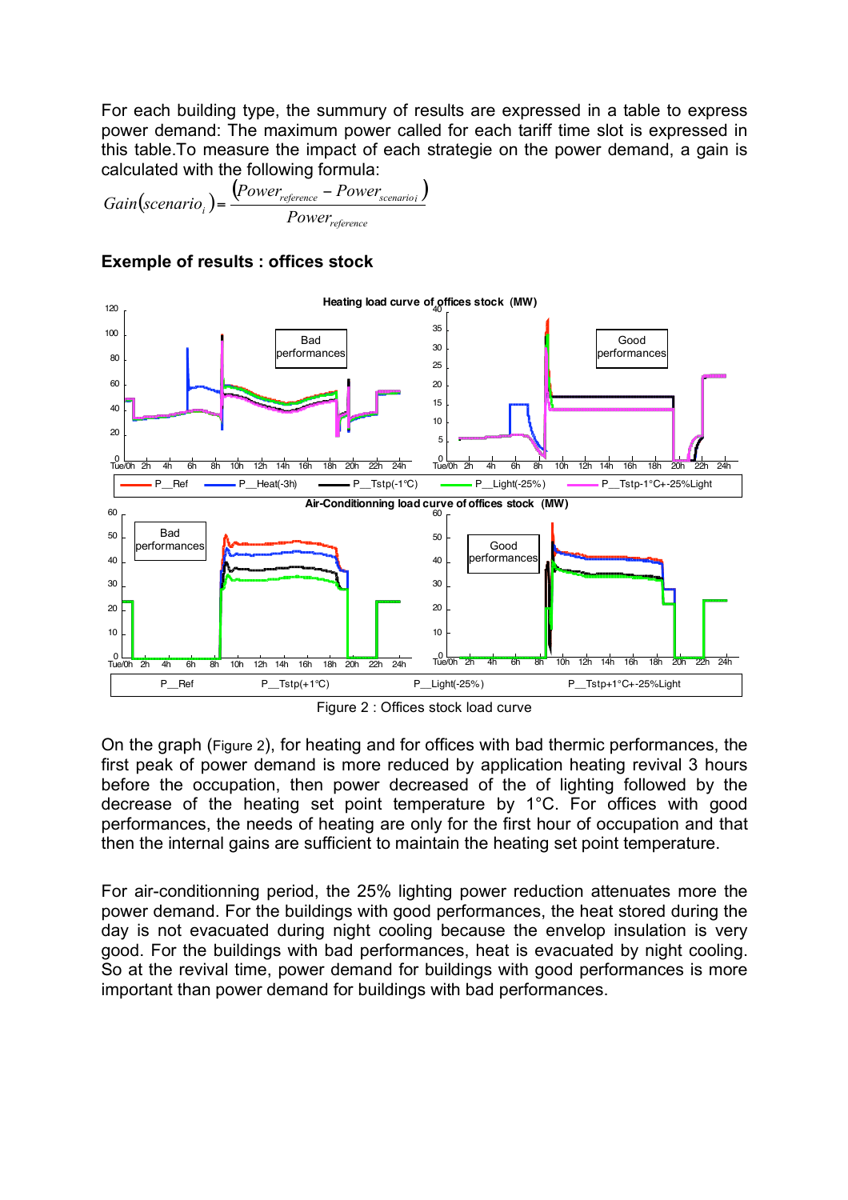For each building type, the summury of results are expressed in a table to express power demand: The maximum power called for each tariff time slot is expressed in this table.To measure the impact of each strategie on the power demand, a gain is calculated with the following formula:

$$Gain(scenario_i) = \frac{(Power_{reference} - Power_{scenario\,i})}{Power_{reference}}$$

**Exemple of results : offices stock**

Figure 2 : Offices stock load curve

On the graph (Figure 2), for heating and for offices with bad thermic performances, the first peak of power demand is more reduced by application heating revival 3 hours before the occupation, then power decreased of the of lighting followed by the decrease of the heating set point temperature by 1°C. For offices with good performances, the needs of heating are only for the first hour of occupation and that then the internal gains are sufficient to maintain the heating set point temperature.

For air-conditionning period, the 25% lighting power reduction attenuates more the power demand. For the buildings with good performances, the heat stored during the day is not evacuated during night cooling because the envelop insulation is very good. For the buildings with bad performances, heat is evacuated by night cooling. So at the revival time, power demand for buildings with good performances is more important than power demand for buildings with bad performances.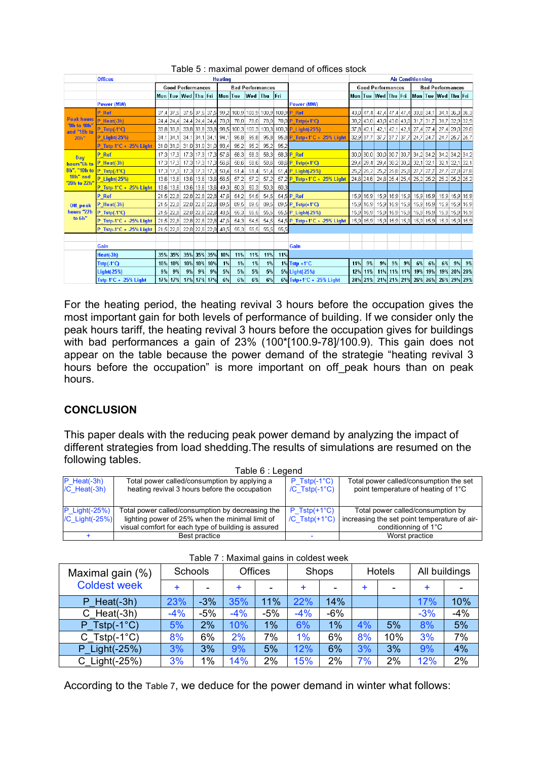Table 5 : maximal power demand of offices stock

| | Offices | Heating | | | | | | | | | | | Air-Conditionning | | | | | | | | | |
|---|---|---|---|---|---|---|---|---|---|---|---|---|---|---|---|---|---|---|---|---|---|
| | | Good Performances | | | | | Bad Performances | | | | | | Good Performances | | | | | Bad Performances | | | | |
| | | Mon | Tue | Wed | Thu | Fri | Mon | Tue | Wed | Thu | Fri | | Mon | Tue | Wed | Thu | Fri | Mon | Tue | Wed | Thu | Fri |
| | Power (MW) | | | | | | | | | | | Power (MW) | | | | | | | | | | |
| Peak hours "8h to 10h" and "18h to 20h" | P_Ref | 37,4 | 37,5 | 37,5 | 37,5 | 37,5 | 99,2 | 100,9 | 100,9 | 100,9 | 100,9 | P_Ref | 43,0 | 47,4 | 47,4 | 47,4 | 47,4 | 33,8 | 34,1 | 34,1 | 36,3 | 36,3 |
| | P_Heat(-3h) | 24,4 | 24,4 | 24,4 | 24,4 | 24,4 | 78,0 | 78,0 | 78,0 | 78,0 | 78,0 | P_Tstp(+1°C) | 38,2 | 43,0 | 43,0 | 43,0 | 43,0 | 31,7 | 31,7 | 31,7 | 32,9 | 32,9 |
| | P_Tstp(-1°C) | 33,8 | 33,8 | 33,8 | 33,8 | 33,8 | 98,5 | 100,3 | 100,3 | 100,3 | 100,3 | P_Light(-25%) | 37,8 | 42,1 | 42,1 | 42,1 | 42,1 | 27,4 | 27,4 | 27,4 | 29,0 | 29,0 |
| | P_Light(-25%) | 34,1 | 34,1 | 34,1 | 34,1 | 34,1 | 94,1 | 95,8 | 95,8 | 95,8 | 95,8 | P_Tstp+1°C + -25% Light | 32,9 | 37,7 | 37,7 | 37,7 | 37,7 | 24,7 | 24,7 | 24,7 | 25,7 | 25,7 |
| | P_Tstp-1°C + -25% Light | 31,0 | 31,0 | 31,0 | 31,0 | 31,0 | 93,4 | 95,2 | 95,2 | 95,2 | 95,2 | | | | | | | | | | | |
| Day hours "6h to 8h", "10h to 18h" and "20h to 22h" | P_Ref | 17,3 | 17,3 | 17,3 | 17,3 | 17,3 | 57,8 | 58,3 | 58,3 | 58,3 | 58,3 | P_Ref | 30,0 | 30,0 | 30,0 | 30,7 | 30,7 | 34,2 | 34,2 | 34,2 | 34,2 | 34,2 |
| | P_Heat(-3h) | 17,3 | 17,3 | 17,3 | 17,3 | 17,3 | 56,6 | 58,6 | 58,6 | 58,6 | 58,6 | P_Tstp(+1°C) | 29,4 | 29,4 | 29,4 | 30,2 | 30,2 | 32,1 | 32,1 | 32,1 | 32,1 | 32,1 |
| | P_Tstp(-1°C) | 17,3 | 17,3 | 17,3 | 17,3 | 17,3 | 50,4 | 51,4 | 51,4 | 51,4 | 51,4 | P_Light(-25%) | 25,2 | 25,2 | 25,2 | 25,8 | 25,8 | 27,7 | 27,7 | 27,7 | 27,8 | 27,8 |
| | P_Light(-25%) | 13,6 | 13,6 | 13,6 | 13,6 | 13,6 | 56,5 | 57,2 | 57,2 | 57,2 | 57,2 | P_Tstp+1°C + -25% Light | 24,6 | 24,6 | 24,8 | 25,4 | 25,4 | 25,2 | 25,2 | 25,2 | 25,2 | 25,2 |
| | P_Tstp-1°C + -25% Light | 13,6 | 13,6 | 13,6 | 13,6 | 13,6 | 49,3 | 50,3 | 50,3 | 50,3 | 50,3 | | | | | | | | | | | |
| Off peak hours "22h to 6h" | P_Ref | 21,5 | 22,8 | 22,8 | 22,8 | 22,8 | 47,8 | 54,2 | 54,5 | 54,5 | 54,5 | P_Ref | 15,9 | 15,9 | 15,9 | 15,9 | 15,9 | 15,9 | 15,9 | 15,9 | 15,9 | 15,9 |
| | P_Heat(-3h) | 21,5 | 22,8 | 22,8 | 22,8 | 22,8 | 89,5 | 89,5 | 89,5 | 89,5 | 89,5 | P_Tstp(+1°C) | 15,9 | 15,9 | 15,9 | 15,9 | 15,9 | 15,9 | 15,9 | 15,9 | 15,9 | 15,9 |
| | P_Tstp(-1°C) | 21,5 | 22,8 | 22,8 | 22,8 | 22,8 | 48,5 | 55,3 | 55,5 | 55,5 | 55,5 | P_Light(-25%) | 15,9 | 15,9 | 15,9 | 15,9 | 15,9 | 15,9 | 15,9 | 15,9 | 15,9 | 15,9 |
| | P_Tstp-1°C + -25% Light | 21,5 | 22,8 | 22,8 | 22,8 | 22,8 | 47,6 | 54,3 | 54,5 | 54,5 | 54,5 | P_Tstp+1°C + -25% Light | 15,9 | 15,9 | 15,9 | 15,9 | 15,9 | 15,9 | 15,9 | 15,9 | 15,9 | 15,9 |
| | P_Tstp-1°C + -25% Light | 21,5 | 22,8 | 22,8 | 22,8 | 22,8 | 48,5 | 55,3 | 55,5 | 55,5 | 55,5 | | | | | | | | | | | |
| | Gain | | | | | | | | | | | Gain | | | | | | | | | | |
| | Heat(-3h) | 35% | 35% | 35% | 35% | 35% | 10% | 11% | 11% | 11% | 11% | | | | | | | | | | | |
| | Tstp(-1°C) | 10% | 10% | 10% | 10% | 10% | 1% | 1% | 1% | 1% | 1% | Tstp +1°C | 11% | 9% | 9% | 9% | 9% | 6% | 6% | 6% | 9% | 9% |
| | Light(-25%) | 9% | 9% | 9% | 9% | 9% | 5% | 5% | 5% | 5% | 5% | Light(-25%) | 12% | 11% | 11% | 11% | 11% | 19% | 19% | 19% | 20% | 20% |
| | Tstp-1°C + -25% Light | 17% | 17% | 17% | 17% | 17% | 6% | 6% | 6% | 6% | 6% | Tstp+1°C + -25% Light | 24% | 21% | 21% | 21% | 21% | 26% | 26% | 26% | 29% | 29% |

For the heating period, the heating revival 3 hours before the occupation gives the most important gain for both levels of performance of building. If we consider only the peak hours tariff, the heating revival 3 hours before the occupation gives for buildings with bad performances a gain of 23% (100*[100.9-78]/100.9). This gain does not appear on the table because the power demand of the strategie "heating revival 3 hours before the occupation" is more important on off_peak hours than on peak hours.

## CONCLUSION

This paper deals with the reducing peak power demand by analyzing the impact of different strategies from load shedding.The results of simulations are resumed on the following tables.

Table 6 : Legend

| | | | |
|---|---|---|---|
| P_Heat(-3h) /C_Heat(-3h) | Total power called/consumption by applying a heating revival 3 hours before the occupation | P_Tstp(-1°C) /C_Tstp(-1°C) | Total power called/consumption the set point temperature of heating of 1°C |
| P_Light(-25%) /C_Light(-25%) | Total power called/consumption by decreasing the lighting power of 25% when the minimal limit of visual comfort for each type of building is assured | P_Tstp(+1°C) /C_Tstp(+1°C) | Total power called/consumption by increasing the set point temperature of air-conditioning of 1°C |
| + | Best practice | - | Worst practice |

Table 7 : Maximal gains in coldest week

| Maximal gain (%) Coldest week | Schools | | Offices | | Shops | | Hotels | | All buildings | |
|---|---|---|---|---|---|---|---|---|---|---|
| | + | - | + | - | + | - | + | - | + | - |
| P_Heat(-3h) | 23% | -3% | 35% | 11% | 22% | 14% | | | 17% | 10% |
| C_Heat(-3h) | -4% | -5% | -4% | -5% | -4% | -6% | | | -3% | -4% |
| P_Tstp(-1°C) | 5% | 2% | 10% | 1% | 6% | 1% | 4% | 5% | 8% | 5% |
| C_Tstp(-1°C) | 8% | 6% | 2% | 7% | 1% | 6% | 8% | 10% | 3% | 7% |
| P_Light(-25%) | 3% | 3% | 9% | 5% | 12% | 6% | 3% | 3% | 9% | 4% |
| C_Light(-25%) | 3% | 1% | 14% | 2% | 15% | 2% | 7% | 2% | 12% | 2% |

According to the Table 7, we deduce for the power demand in winter what follows: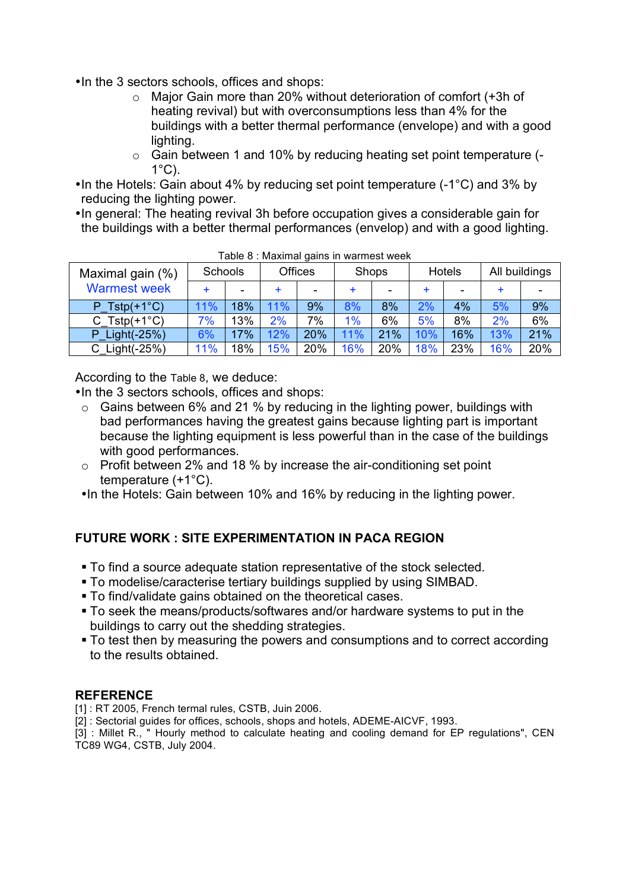- In the 3 sectors schools, offices and shops:
  - Major Gain more than 20% without deterioration of comfort (+3h of heating revival) but with overconsumptions less than 4% for the buildings with a better thermal performance (envelope) and with a good lighting.
  - Gain between 1 and 10% by reducing heating set point temperature (-1°C).
- In the Hotels: Gain about 4% by reducing set point temperature (-1°C) and 3% by reducing the lighting power.
- In general: The heating revival 3h before occupation gives a considerable gain for the buildings with a better thermal performances (envelop) and with a good lighting.

Table 8 : Maximal gains in warmest week

| Maximal gain (%) Warmest week | Schools | | Offices | | Shops | | Hotels | | All buildings | |
|---|---|---|---|---|---|---|---|---|---|---|
| | + | - | + | - | + | - | + | - | + | - |
| P_Tstp(+1°C) | 11% | 18% | 11% | 9% | 8% | 8% | 2% | 4% | 5% | 9% |
| C_Tstp(+1°C) | 7% | 13% | 2% | 7% | 1% | 6% | 5% | 8% | 2% | 6% |
| P_Light(-25%) | 6% | 17% | 12% | 20% | 11% | 21% | 10% | 16% | 13% | 21% |
| C_Light(-25%) | 11% | 18% | 15% | 20% | 16% | 20% | 18% | 23% | 16% | 20% |

According to the Table 8, we deduce:

- In the 3 sectors schools, offices and shops:
  - Gains between 6% and 21 % by reducing in the lighting power, buildings with bad performances having the greatest gains because lighting part is important because the lighting equipment is less powerful than in the case of the buildings with good performances.
  - Profit between 2% and 18 % by increase the air-conditioning set point temperature (+1°C).
- In the Hotels: Gain between 10% and 16% by reducing in the lighting power.

## FUTURE WORK : SITE EXPERIMENTATION IN PACA REGION

- To find a source adequate station representative of the stock selected.
- To modelise/caracterise tertiary buildings supplied by using SIMBAD.
- To find/validate gains obtained on the theoretical cases.
- To seek the means/products/softwares and/or hardware systems to put in the buildings to carry out the shedding strategies.
- To test then by measuring the powers and consumptions and to correct according to the results obtained.

## REFERENCE

[1] : RT 2005, French termal rules, CSTB, Juin 2006.
[2] : Sectorial guides for offices, schools, shops and hotels, ADEME-AICVF, 1993.
[3] : Millet R., " Hourly method to calculate heating and cooling demand for EP regulations", CEN TC89 WG4, CSTB, July 2004.